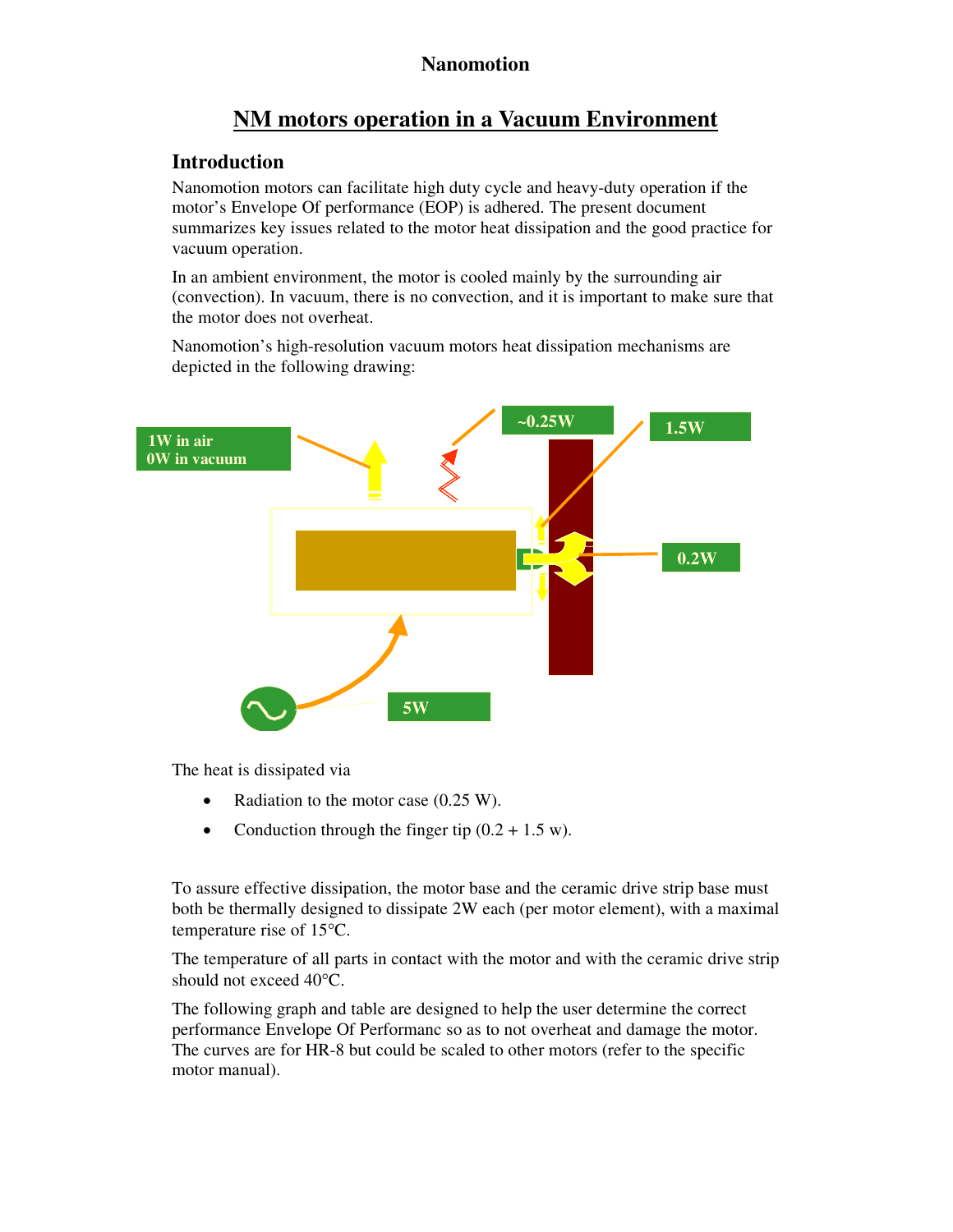# Nanomotion

## NM motors operation in a Vacuum Environment

### Introduction

Nanomotion motors can facilitate high duty cycle and heavy-duty operation if the motor's Envelope Of performance (EOP) is adhered. The present document summarizes key issues related to the motor heat dissipation and the good practice for vacuum operation.

In an ambient environment, the motor is cooled mainly by the surrounding air (convection). In vacuum, there is no convection, and it is important to make sure that the motor does not overheat.

Nanomotion's high-resolution vacuum motors heat dissipation mechanisms are depicted in the following drawing:

1W in air
0W in vacuum

~0.25W

1.5W

0.2W

5W

The heat is dissipated via

- Radiation to the motor case (0.25 W).
- Conduction through the finger tip (0.2 + 1.5 w).

To assure effective dissipation, the motor base and the ceramic drive strip base must both be thermally designed to dissipate 2W each (per motor element), with a maximal temperature rise of 15°C.

The temperature of all parts in contact with the motor and with the ceramic drive strip should not exceed 40°C.

The following graph and table are designed to help the user determine the correct performance Envelope Of Performanc so as to not overheat and damage the motor. The curves are for HR-8 but could be scaled to other motors (refer to the specific motor manual).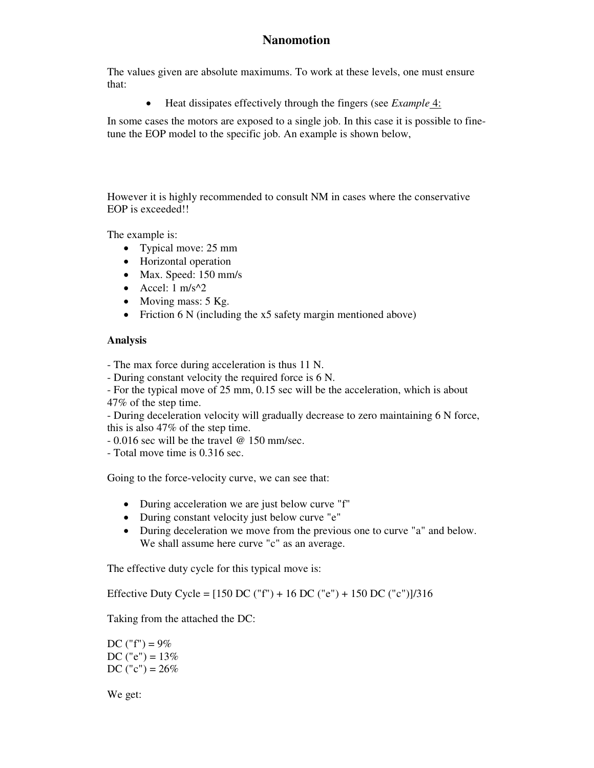The values given are absolute maximums. To work at these levels, one must ensure that:

- Heat dissipates effectively through the fingers (see *Example* 4:

In some cases the motors are exposed to a single job. In this case it is possible to fine-tune the EOP model to the specific job. An example is shown below,

However it is highly recommended to consult NM in cases where the conservative EOP is exceeded!!

The example is:

- Typical move: 25 mm
- Horizontal operation
- Max. Speed: 150 mm/s
- Accel: 1 m/s^2
- Moving mass: 5 Kg.
- Friction 6 N (including the x5 safety margin mentioned above)

**Analysis**

- The max force during acceleration is thus 11 N.
- During constant velocity the required force is 6 N.
- For the typical move of 25 mm, 0.15 sec will be the acceleration, which is about 47% of the step time.
- During deceleration velocity will gradually decrease to zero maintaining 6 N force, this is also 47% of the step time.
- 0.016 sec will be the travel @ 150 mm/sec.
- Total move time is 0.316 sec.

Going to the force-velocity curve, we can see that:

- During acceleration we are just below curve "f"
- During constant velocity just below curve "e"
- During deceleration we move from the previous one to curve "a" and below. We shall assume here curve "c" as an average.

The effective duty cycle for this typical move is:

Effective Duty Cycle = [150 DC ("f") + 16 DC ("e") + 150 DC ("c")]/316

Taking from the attached the DC:

DC ("f") = 9%
DC ("e") = 13%
DC ("c") = 26%

We get: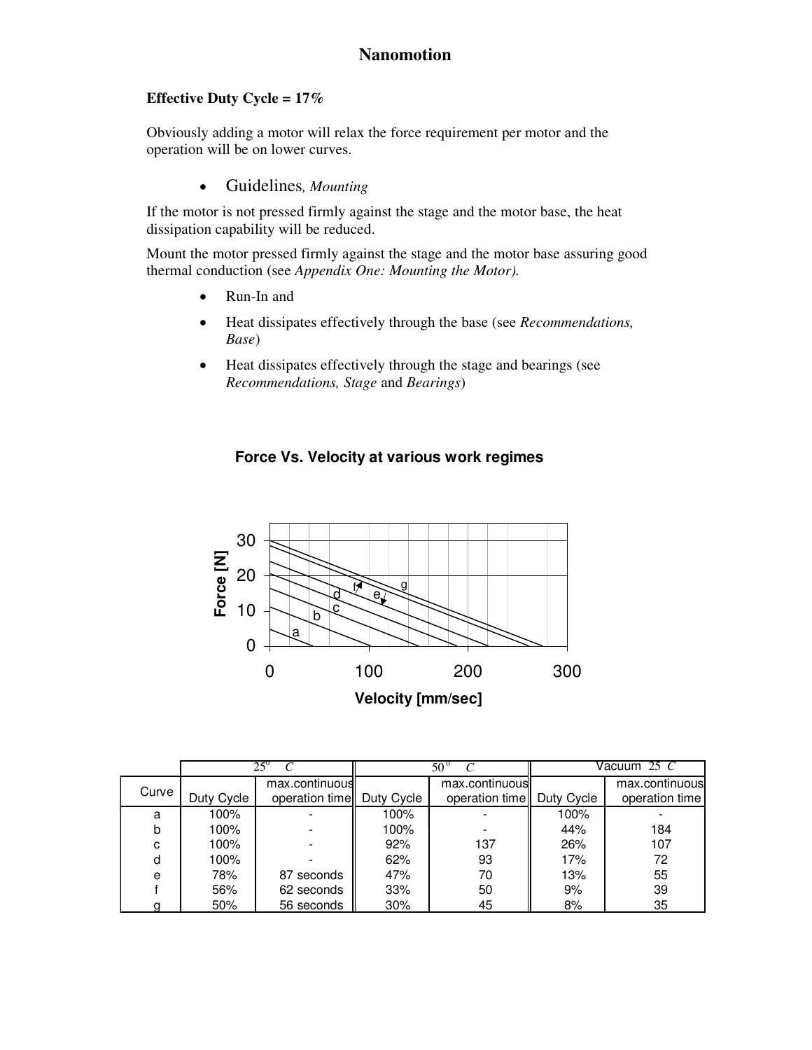**Effective Duty Cycle = 17%**

Obviously adding a motor will relax the force requirement per motor and the operation will be on lower curves.

- Guidelines*, Mounting*

If the motor is not pressed firmly against the stage and the motor base, the heat dissipation capability will be reduced.

Mount the motor pressed firmly against the stage and the motor base assuring good thermal conduction (see *Appendix One: Mounting the Motor).*

- Run-In and
- Heat dissipates effectively through the base (see *Recommendations, Base*)
- Heat dissipates effectively through the stage and bearings (see *Recommendations, Stage* and *Bearings*)

**Force Vs. Velocity at various work regimes**

| | $25^0$ C | | $50^0$ C | | Vacuum 25 C | |
|---|---|---|---|---|---|---|
| Curve | Duty Cycle | max.continuous operation time | Duty Cycle | max.continuous operation time | Duty Cycle | max.continuous operation time |
| a | 100% | - | 100% | - | 100% | - |
| b | 100% | - | 100% | - | 44% | 184 |
| c | 100% | - | 92% | 137 | 26% | 107 |
| d | 100% | - | 62% | 93 | 17% | 72 |
| e | 78% | 87 seconds | 47% | 70 | 13% | 55 |
| f | 56% | 62 seconds | 33% | 50 | 9% | 39 |
| g | 50% | 56 seconds | 30% | 45 | 8% | 35 |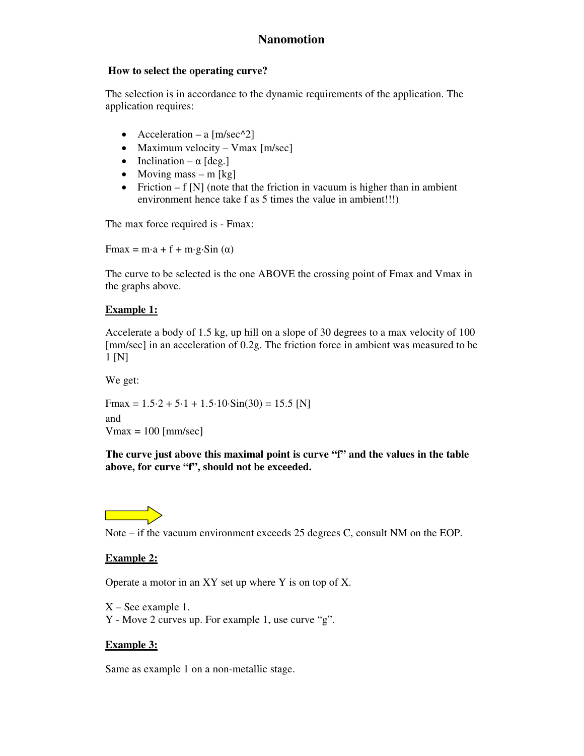# Nanomotion

**How to select the operating curve?**

The selection is in accordance to the dynamic requirements of the application. The application requires:

- Acceleration – a [m/sec^2]
- Maximum velocity – $V_{max}$ [m/sec]
- Inclination – α [deg.]
- Moving mass – m [kg]
- Friction – f [N] (note that the friction in vacuum is higher than in ambient environment hence take f as 5 times the value in ambient!!!)

The max force required is - $F_{max}$:

$$F_{max} = m \cdot a + f + m \cdot g \cdot \sin(\alpha)$$

The curve to be selected is the one ABOVE the crossing point of $F_{max}$ and $V_{max}$ in the graphs above.

**Example 1:**

Accelerate a body of 1.5 kg, up hill on a slope of 30 degrees to a max velocity of 100 [mm/sec] in an acceleration of 0.2g. The friction force in ambient was measured to be 1 [N]

We get:

$$F_{max} = 1.5 \cdot 2 + 5 \cdot 1 + 1.5 \cdot 10 \cdot \sin(30) = 15.5 \text{ [N]}$$

and

$$V_{max} = 100 \text{ [mm/sec]}$$

**The curve just above this maximal point is curve "f" and the values in the table above, for curve "f", should not be exceeded.**

Note – if the vacuum environment exceeds 25 degrees C, consult NM on the EOP.

**Example 2:**

Operate a motor in an XY set up where Y is on top of X.

X – See example 1.
Y - Move 2 curves up. For example 1, use curve "g".

**Example 3:**

Same as example 1 on a non-metallic stage.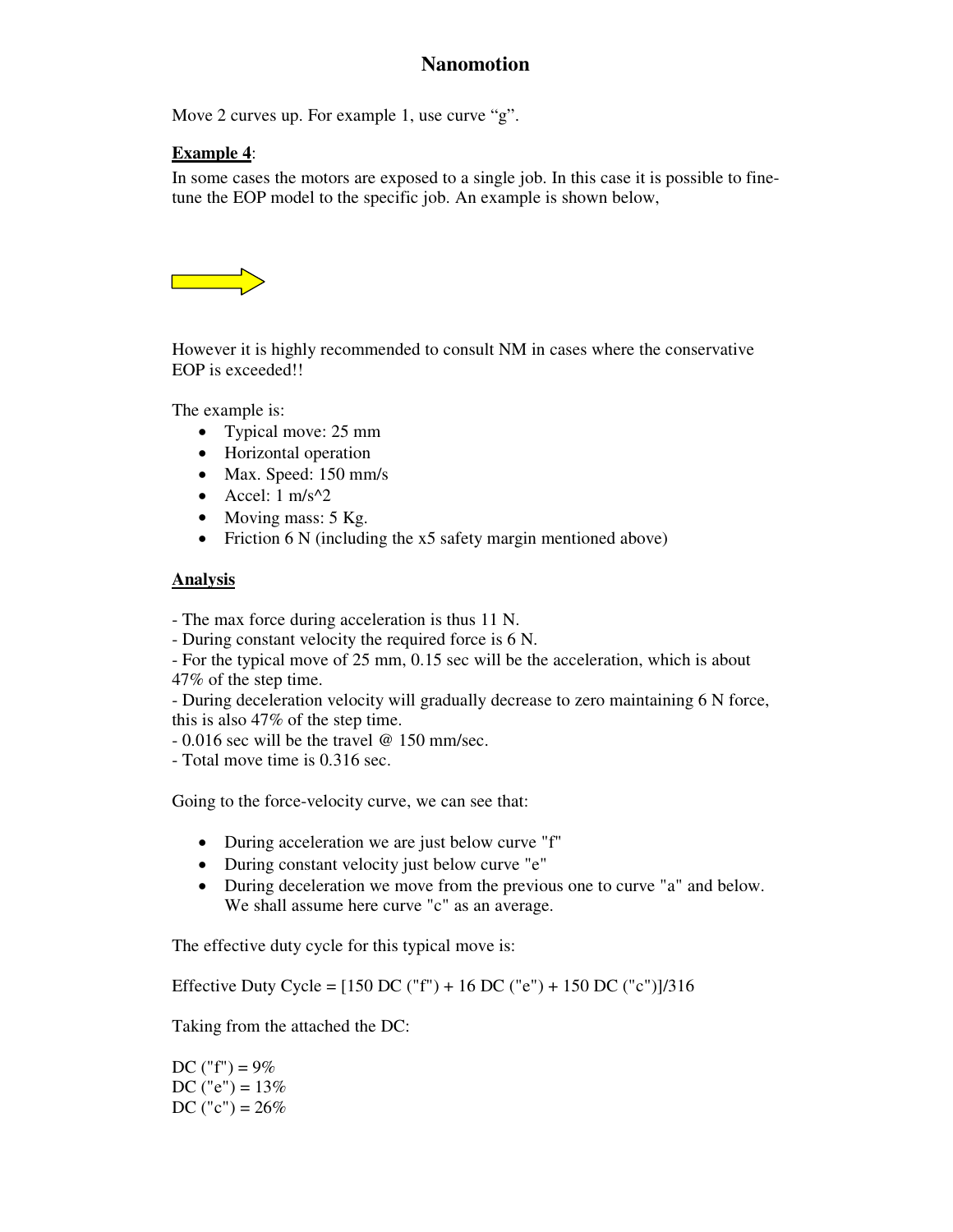# Nanomotion

Move 2 curves up. For example 1, use curve “g”.

**Example 4**:

In some cases the motors are exposed to a single job. In this case it is possible to fine-tune the EOP model to the specific job. An example is shown below,

However it is highly recommended to consult NM in cases where the conservative EOP is exceeded!!

The example is:

- Typical move: 25 mm
- Horizontal operation
- Max. Speed: 150 mm/s
- Accel: 1 m/s^2
- Moving mass: 5 Kg.
- Friction 6 N (including the x5 safety margin mentioned above)

**Analysis**

- The max force during acceleration is thus 11 N.
- During constant velocity the required force is 6 N.
- For the typical move of 25 mm, 0.15 sec will be the acceleration, which is about 47% of the step time.
- During deceleration velocity will gradually decrease to zero maintaining 6 N force, this is also 47% of the step time.
- 0.016 sec will be the travel @ 150 mm/sec.
- Total move time is 0.316 sec.

Going to the force-velocity curve, we can see that:

- During acceleration we are just below curve "f"
- During constant velocity just below curve "e"
- During deceleration we move from the previous one to curve "a" and below. We shall assume here curve "c" as an average.

The effective duty cycle for this typical move is:

Effective Duty Cycle = [150 DC ("f") + 16 DC ("e") + 150 DC ("c")]/316

Taking from the attached the DC:

DC ("f") = 9%
DC ("e") = 13%
DC ("c") = 26%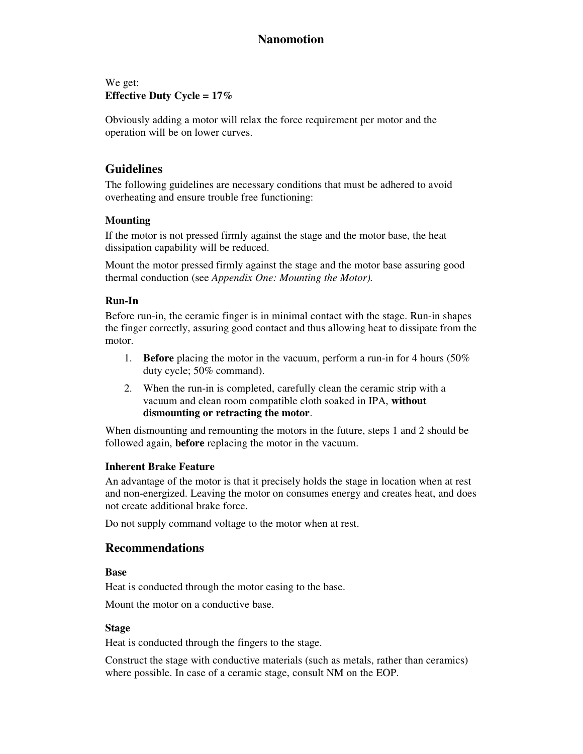We get:
**Effective Duty Cycle = 17%**

Obviously adding a motor will relax the force requirement per motor and the operation will be on lower curves.

## Guidelines

The following guidelines are necessary conditions that must be adhered to avoid overheating and ensure trouble free functioning:

### Mounting

If the motor is not pressed firmly against the stage and the motor base, the heat dissipation capability will be reduced.

Mount the motor pressed firmly against the stage and the motor base assuring good thermal conduction (see *Appendix One: Mounting the Motor).*

### Run-In

Before run-in, the ceramic finger is in minimal contact with the stage. Run-in shapes the finger correctly, assuring good contact and thus allowing heat to dissipate from the motor.

1. **Before** placing the motor in the vacuum, perform a run-in for 4 hours (50% duty cycle; 50% command).
2. When the run-in is completed, carefully clean the ceramic strip with a vacuum and clean room compatible cloth soaked in IPA, **without dismounting or retracting the motor**.

When dismounting and remounting the motors in the future, steps 1 and 2 should be followed again, **before** replacing the motor in the vacuum.

### Inherent Brake Feature

An advantage of the motor is that it precisely holds the stage in location when at rest and non-energized. Leaving the motor on consumes energy and creates heat, and does not create additional brake force.

Do not supply command voltage to the motor when at rest.

## Recommendations

### Base

Heat is conducted through the motor casing to the base.

Mount the motor on a conductive base.

### Stage

Heat is conducted through the fingers to the stage.

Construct the stage with conductive materials (such as metals, rather than ceramics) where possible. In case of a ceramic stage, consult NM on the EOP.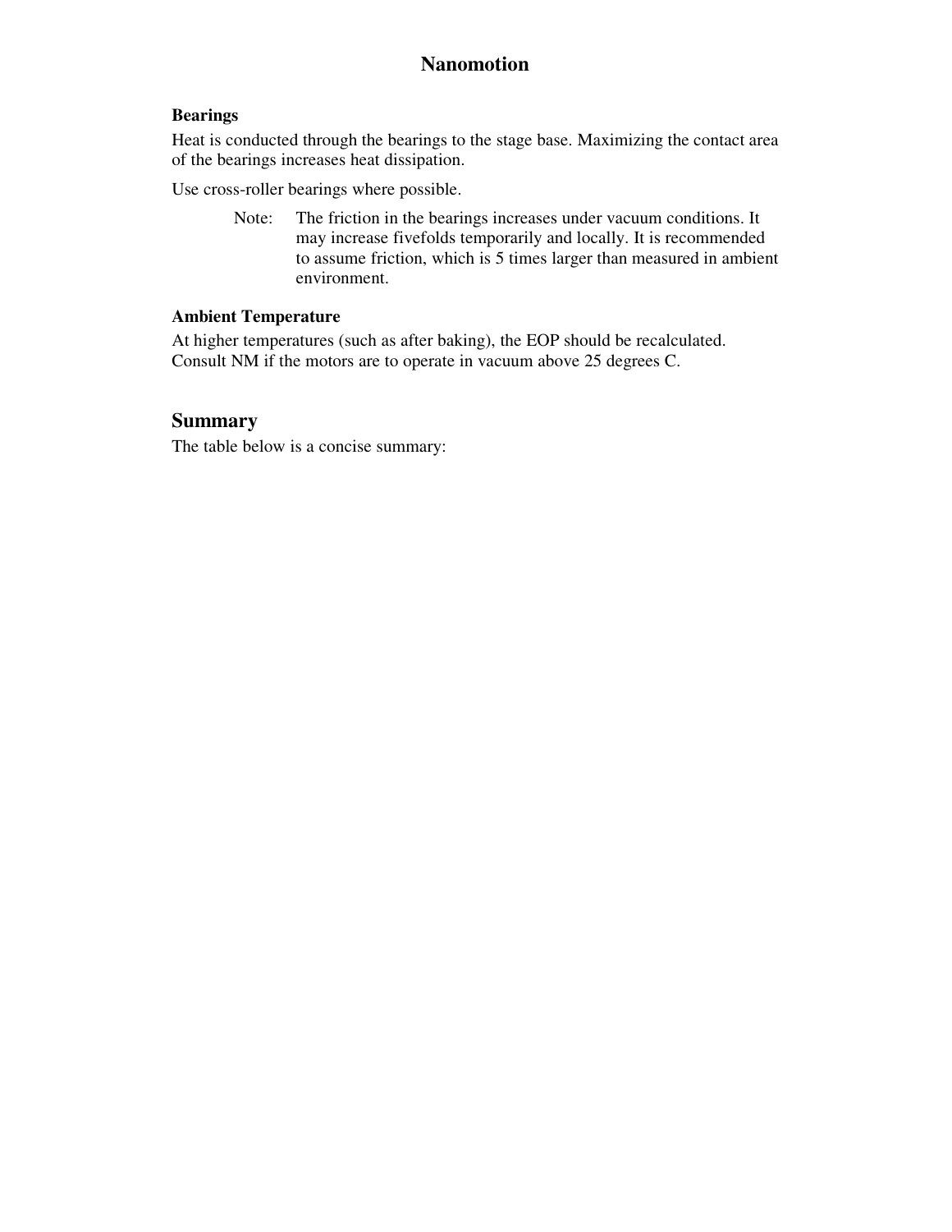### Bearings

Heat is conducted through the bearings to the stage base. Maximizing the contact area of the bearings increases heat dissipation.

Use cross-roller bearings where possible.

> Note: The friction in the bearings increases under vacuum conditions. It may increase fivefolds temporarily and locally. It is recommended to assume friction, which is 5 times larger than measured in ambient environment.

### Ambient Temperature

At higher temperatures (such as after baking), the EOP should be recalculated. Consult NM if the motors are to operate in vacuum above 25 degrees C.

## Summary

The table below is a concise summary: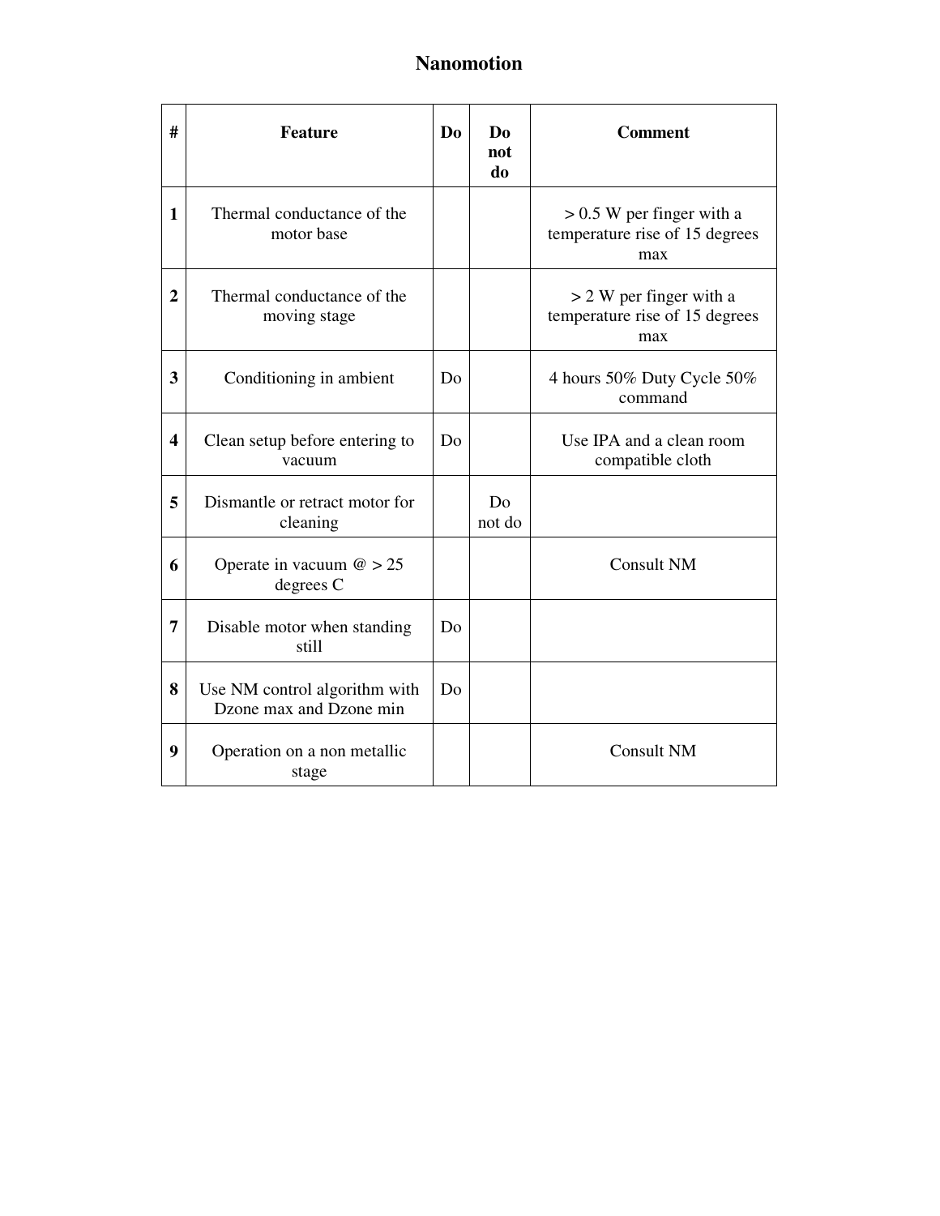# Nanomotion

| # | Feature | Do | Do not do | Comment |
|---|---|---|---|---|
| **1** | Thermal conductance of the motor base | | | > 0.5 W per finger with a temperature rise of 15 degrees max |
| **2** | Thermal conductance of the moving stage | | | > 2 W per finger with a temperature rise of 15 degrees max |
| **3** | Conditioning in ambient | Do | | 4 hours 50% Duty Cycle 50% command |
| **4** | Clean setup before entering to vacuum | Do | | Use IPA and a clean room compatible cloth |
| **5** | Dismantle or retract motor for cleaning | | Do not do | |
| **6** | Operate in vacuum @ > 25 degrees C | | | Consult NM |
| **7** | Disable motor when standing still | Do | | |
| **8** | Use NM control algorithm with Dzone max and Dzone min | Do | | |
| **9** | Operation on a non metallic stage | | | Consult NM |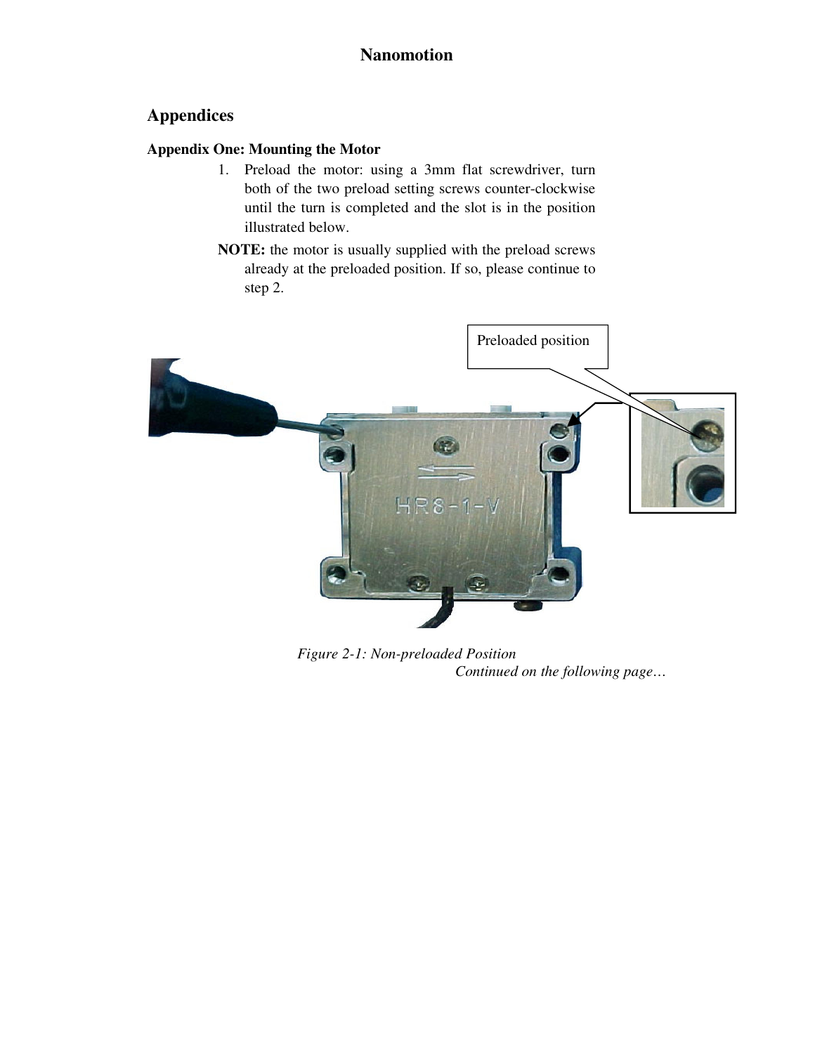## Appendices

### Appendix One: Mounting the Motor

1. Preload the motor: using a 3mm flat screwdriver, turn both of the two preload setting screws counter-clockwise until the turn is completed and the slot is in the position illustrated below.

**NOTE:** the motor is usually supplied with the preload screws already at the preloaded position. If so, please continue to step 2.

Preloaded position

*Figure 2-1: Non-preloaded Position*

*Continued on the following page…*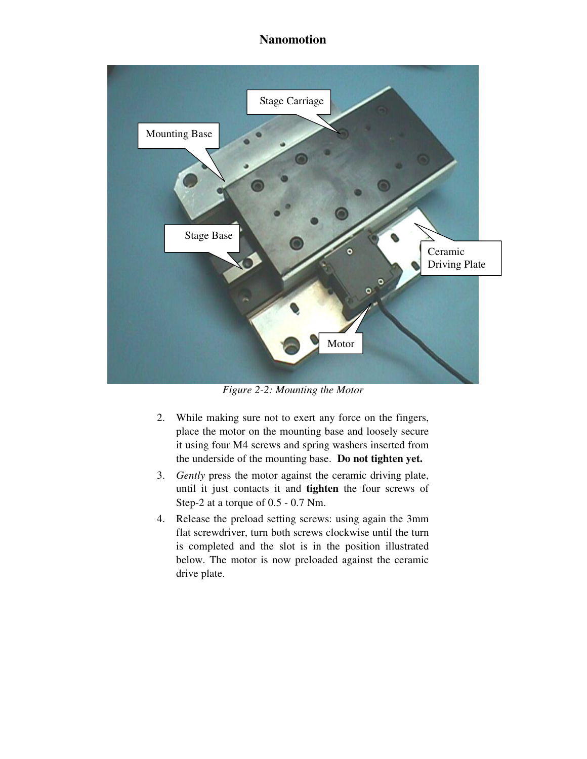*Figure 2-2: Mounting the Motor*

2. While making sure not to exert any force on the fingers, place the motor on the mounting base and loosely secure it using four M4 screws and spring washers inserted from the underside of the mounting base. **Do not tighten yet.**
3. *Gently* press the motor against the ceramic driving plate, until it just contacts it and **tighten** the four screws of Step-2 at a torque of 0.5 - 0.7 Nm.
4. Release the preload setting screws: using again the 3mm flat screwdriver, turn both screws clockwise until the turn is completed and the slot is in the position illustrated below. The motor is now preloaded against the ceramic drive plate.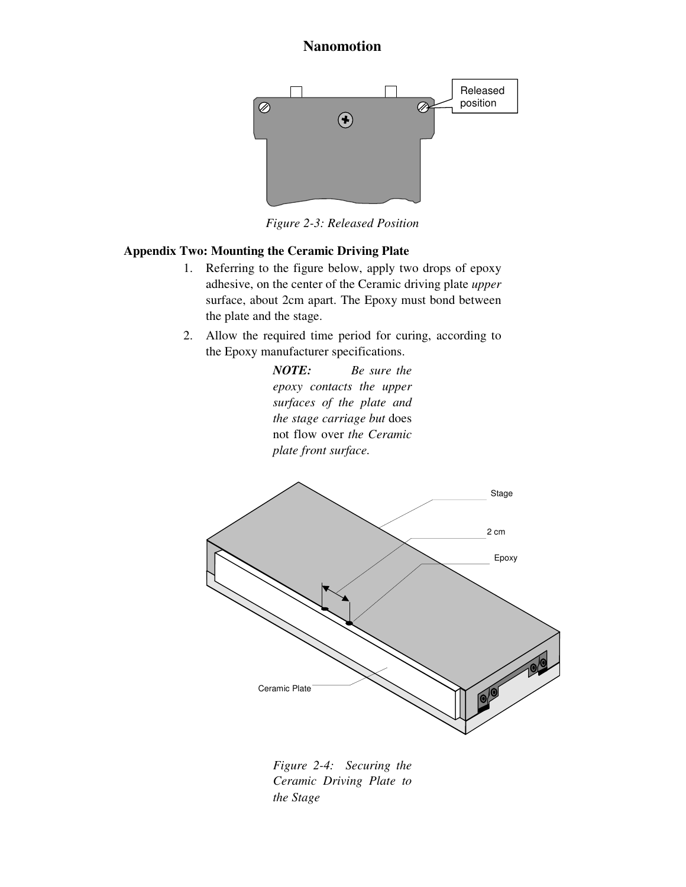Released position

*Figure 2-3: Released Position*

**Appendix Two: Mounting the Ceramic Driving Plate**

1. Referring to the figure below, apply two drops of epoxy adhesive, on the center of the Ceramic driving plate *upper* surface, about 2cm apart. The Epoxy must bond between the plate and the stage.
2. Allow the required time period for curing, according to the Epoxy manufacturer specifications.

*NOTE:* *Be sure the epoxy contacts the upper surfaces of the plate and the stage carriage but* does not flow over *the Ceramic plate front surface.*

Stage

2 cm

Epoxy

Ceramic Plate

*Figure 2-4: Securing the Ceramic Driving Plate to the Stage*